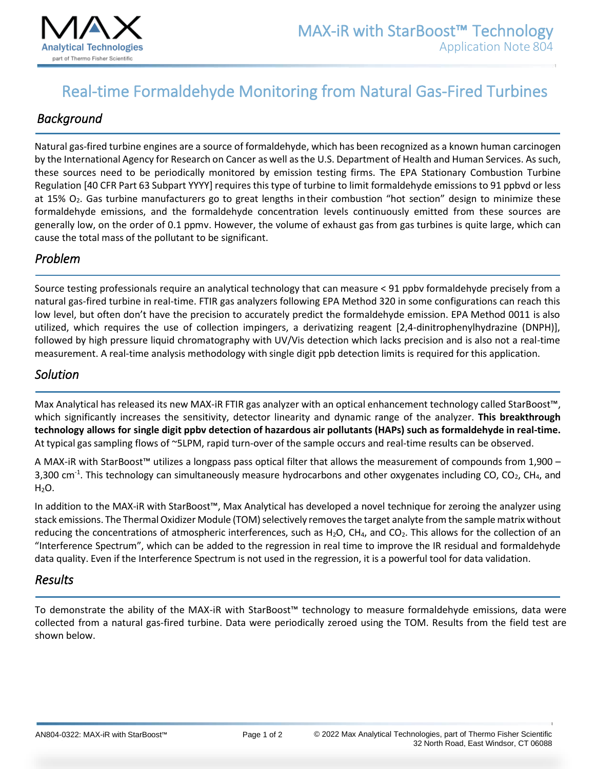# Real-time Formaldehyde Monitoring from Natural Gas-Fired Turbines

## *Background*

Natural gas-fired turbine engines are a source of formaldehyde, which has been recognized as a known human carcinogen by the International Agency for Research on Cancer as well as the U.S. Department of Health and Human Services. As such, these sources need to be periodically monitored by emission testing firms. The EPA Stationary Combustion Turbine Regulation [40 CFR Part 63 Subpart YYYY] requires this type of turbine to limit formaldehyde emissions to 91 ppbvd or less at 15% $O_2$. Gas turbine manufacturers go to great lengths in their combustion "hot section" design to minimize these formaldehyde emissions, and the formaldehyde concentration levels continuously emitted from these sources are generally low, on the order of 0.1 ppmv. However, the volume of exhaust gas from gas turbines is quite large, which can cause the total mass of the pollutant to be significant.

## *Problem*

Source testing professionals require an analytical technology that can measure < 91 ppbv formaldehyde precisely from a natural gas-fired turbine in real-time. FTIR gas analyzers following EPA Method 320 in some configurations can reach this low level, but often don't have the precision to accurately predict the formaldehyde emission. EPA Method 0011 is also utilized, which requires the use of collection impingers, a derivatizing reagent [2,4-dinitrophenylhydrazine (DNPH)], followed by high pressure liquid chromatography with UV/Vis detection which lacks precision and is also not a real-time measurement. A real-time analysis methodology with single digit ppb detection limits is required for this application.

## *Solution*

Max Analytical has released its new MAX-iR FTIR gas analyzer with an optical enhancement technology called StarBoost™, which significantly increases the sensitivity, detector linearity and dynamic range of the analyzer. **This breakthrough technology allows for single digit ppbv detection of hazardous air pollutants (HAPs) such as formaldehyde in real-time.** At typical gas sampling flows of ~5LPM, rapid turn-over of the sample occurs and real-time results can be observed.

A MAX-iR with StarBoost™ utilizes a longpass pass optical filter that allows the measurement of compounds from 1,900 – 3,300 $cm^{-1}$. This technology can simultaneously measure hydrocarbons and other oxygenates including CO, $CO_2$, $CH_4$, and $H_2O$.

In addition to the MAX-iR with StarBoost™, Max Analytical has developed a novel technique for zeroing the analyzer using stack emissions. The Thermal Oxidizer Module (TOM) selectively removes the target analyte from the sample matrix without reducing the concentrations of atmospheric interferences, such as $H_2O$, $CH_4$, and $CO_2$. This allows for the collection of an "Interference Spectrum", which can be added to the regression in real time to improve the IR residual and formaldehyde data quality. Even if the Interference Spectrum is not used in the regression, it is a powerful tool for data validation.

## *Results*

To demonstrate the ability of the MAX-iR with StarBoost™ technology to measure formaldehyde emissions, data were collected from a natural gas-fired turbine. Data were periodically zeroed using the TOM. Results from the field test are shown below.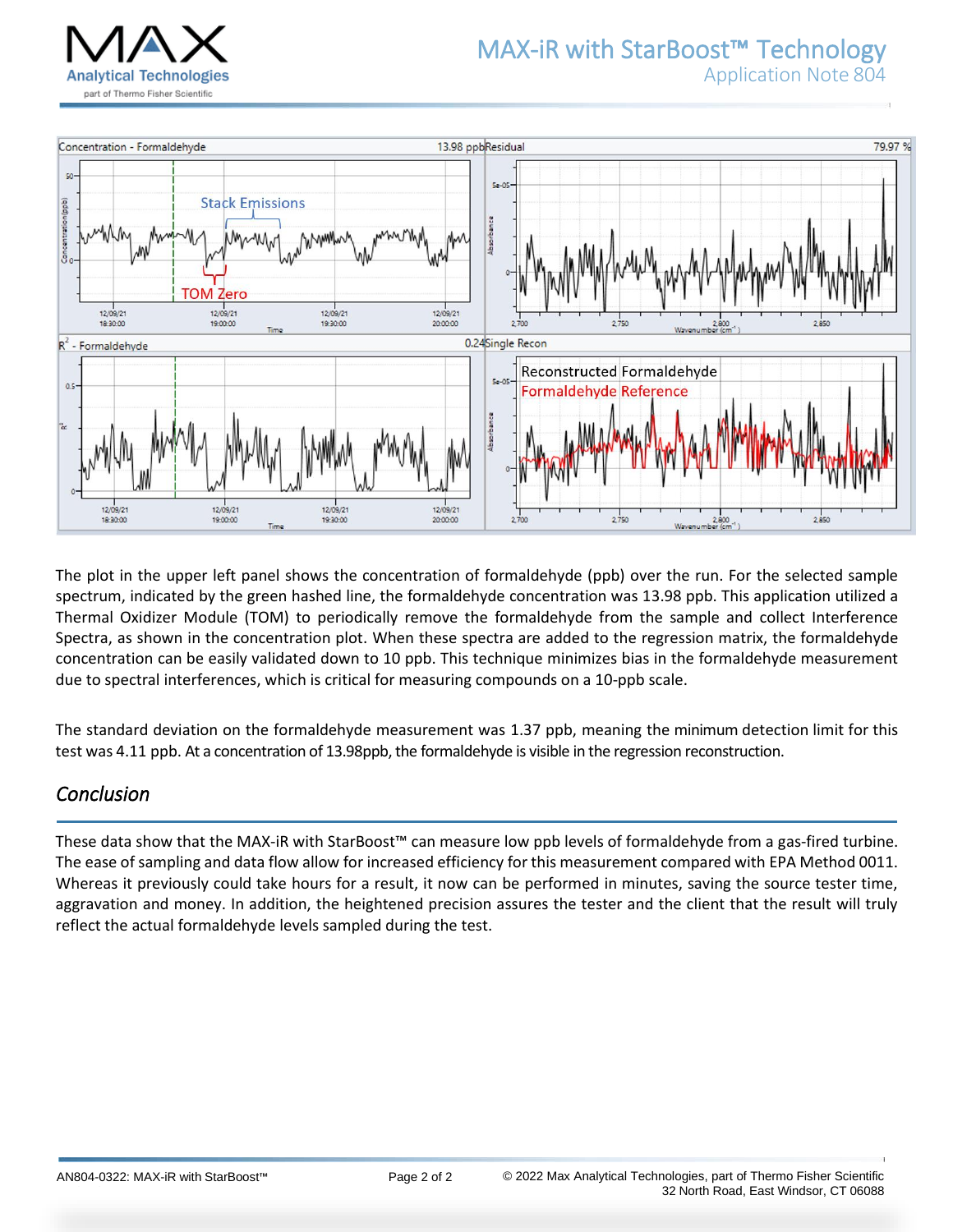Concentration - Formaldehyde 13.98 ppb

Stack Emissions

TOM Zero

Residual 79.97 %

$R^2$ - Formaldehyde 0.24

Single Recon

Reconstructed Formaldehyde

Formaldehyde Reference

The plot in the upper left panel shows the concentration of formaldehyde (ppb) over the run. For the selected sample spectrum, indicated by the green hashed line, the formaldehyde concentration was 13.98 ppb. This application utilized a Thermal Oxidizer Module (TOM) to periodically remove the formaldehyde from the sample and collect Interference Spectra, as shown in the concentration plot. When these spectra are added to the regression matrix, the formaldehyde concentration can be easily validated down to 10 ppb. This technique minimizes bias in the formaldehyde measurement due to spectral interferences, which is critical for measuring compounds on a 10-ppb scale.

The standard deviation on the formaldehyde measurement was 1.37 ppb, meaning the minimum detection limit for this test was 4.11 ppb. At a concentration of 13.98ppb, the formaldehyde is visible in the regression reconstruction.

## *Conclusion*

These data show that the MAX-iR with StarBoost™ can measure low ppb levels of formaldehyde from a gas-fired turbine. The ease of sampling and data flow allow for increased efficiency for this measurement compared with EPA Method 0011. Whereas it previously could take hours for a result, it now can be performed in minutes, saving the source tester time, aggravation and money. In addition, the heightened precision assures the tester and the client that the result will truly reflect the actual formaldehyde levels sampled during the test.